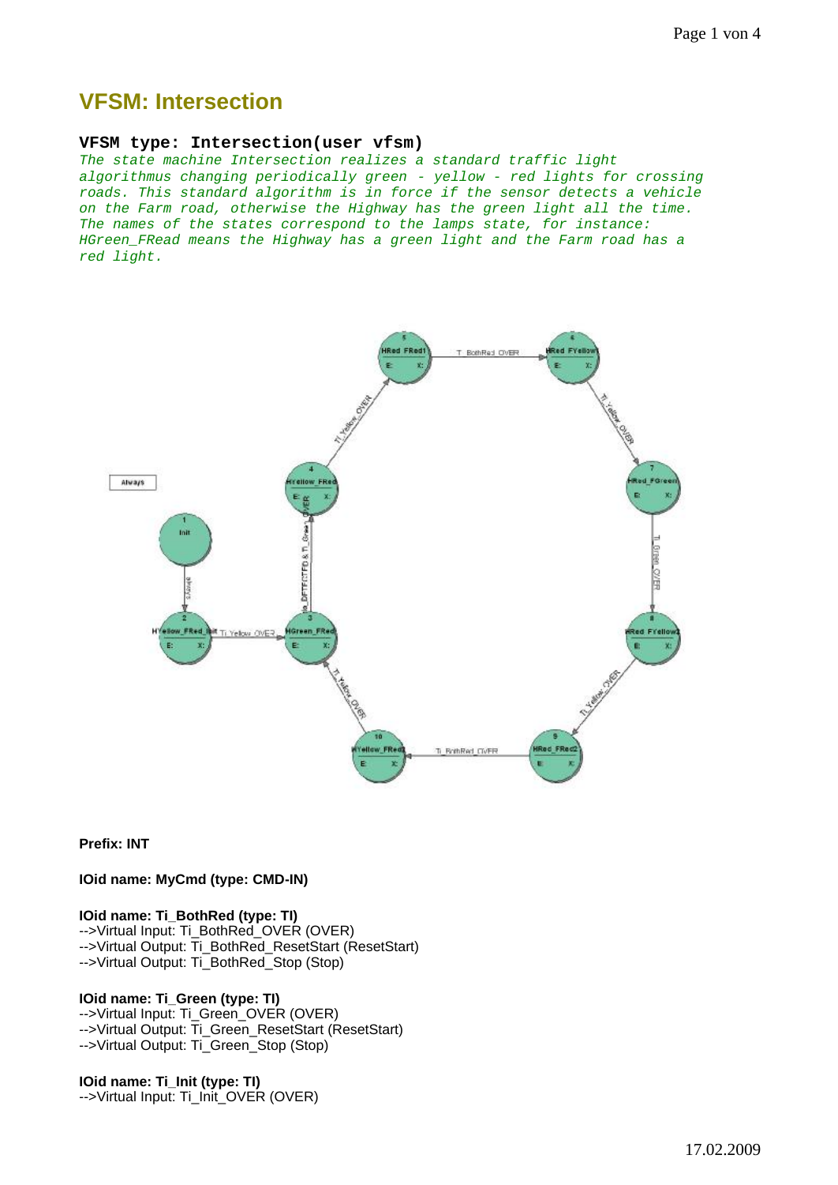# VFSM: Intersection

### VFSM type: Intersection(user vfsm)

*The state machine Intersection realizes a standard traffic light algorithmus changing periodically green - yellow - red lights for crossing roads. This standard algorithm is in force if the sensor detects a vehicle on the Farm road, otherwise the Highway has the green light all the time. The names of the states correspond to the lamps state, for instance: HGreen_FRead means the Highway has a green light and the Farm road has a red light.*

**Prefix: INT**

**IOid name: MyCmd (type: CMD-IN)**

**IOid name: Ti_BothRed (type: TI)**
-->Virtual Input: Ti_BothRed_OVER (OVER)
-->Virtual Output: Ti_BothRed_ResetStart (ResetStart)
-->Virtual Output: Ti_BothRed_Stop (Stop)

**IOid name: Ti_Green (type: TI)**
-->Virtual Input: Ti_Green_OVER (OVER)
-->Virtual Output: Ti_Green_ResetStart (ResetStart)
-->Virtual Output: Ti_Green_Stop (Stop)

**IOid name: Ti_Init (type: TI)**
-->Virtual Input: Ti_Init_OVER (OVER)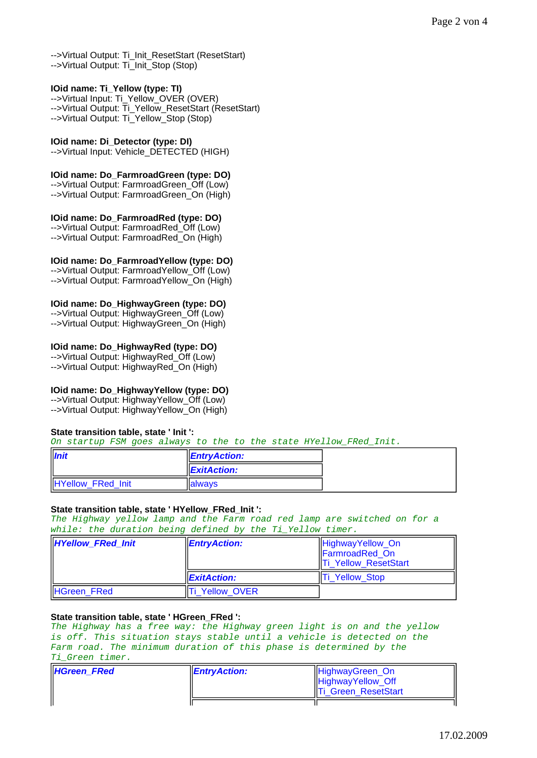-->Virtual Output: Ti_Init_ResetStart (ResetStart)
-->Virtual Output: Ti_Init_Stop (Stop)

**IOid name: Ti_Yellow (type: TI)**
-->Virtual Input: Ti_Yellow_OVER (OVER)
-->Virtual Output: Ti_Yellow_ResetStart (ResetStart)
-->Virtual Output: Ti_Yellow_Stop (Stop)

**IOid name: Di_Detector (type: DI)**
-->Virtual Input: Vehicle_DETECTED (HIGH)

**IOid name: Do_FarmroadGreen (type: DO)**
-->Virtual Output: FarmroadGreen_Off (Low)
-->Virtual Output: FarmroadGreen_On (High)

**IOid name: Do_FarmroadRed (type: DO)**
-->Virtual Output: FarmroadRed_Off (Low)
-->Virtual Output: FarmroadRed_On (High)

**IOid name: Do_FarmroadYellow (type: DO)**
-->Virtual Output: FarmroadYellow_Off (Low)
-->Virtual Output: FarmroadYellow_On (High)

**IOid name: Do_HighwayGreen (type: DO)**
-->Virtual Output: HighwayGreen_Off (Low)
-->Virtual Output: HighwayGreen_On (High)

**IOid name: Do_HighwayRed (type: DO)**
-->Virtual Output: HighwayRed_Off (Low)
-->Virtual Output: HighwayRed_On (High)

**IOid name: Do_HighwayYellow (type: DO)**
-->Virtual Output: HighwayYellow_Off (Low)
-->Virtual Output: HighwayYellow_On (High)

**State transition table, state ' Init ':**

*On startup FSM goes always to the to the state HYellow_FRed_Init.*

| ***Init*** | ***EntryAction:*** | |
|---|---|---|
| | ***ExitAction:*** | |
| HYellow_FRed_Init | always | |

**State transition table, state ' HYellow_FRed_Init ':**

*The Highway yellow lamp and the Farm road red lamp are switched on for a while: the duration being defined by the Ti_Yellow timer.*

| ***HYellow_FRed_Init*** | ***EntryAction:*** | HighwayYellow_On<br>FarmroadRed_On<br>Ti_Yellow_ResetStart |
|---|---|---|
| | ***ExitAction:*** | Ti_Yellow_Stop |
| HGreen_FRed | Ti_Yellow_OVER | |

**State transition table, state ' HGreen_FRed ':**

*The Highway has a free way: the Highway green light is on and the yellow is off. This situation stays stable until a vehicle is detected on the Farm road. The minimum duration of this phase is determined by the Ti_Green timer.*

| ***HGreen_FRed*** | ***EntryAction:*** | HighwayGreen_On<br>HighwayYellow_Off<br>Ti_Green_ResetStart |
|---|---|---|
| | | |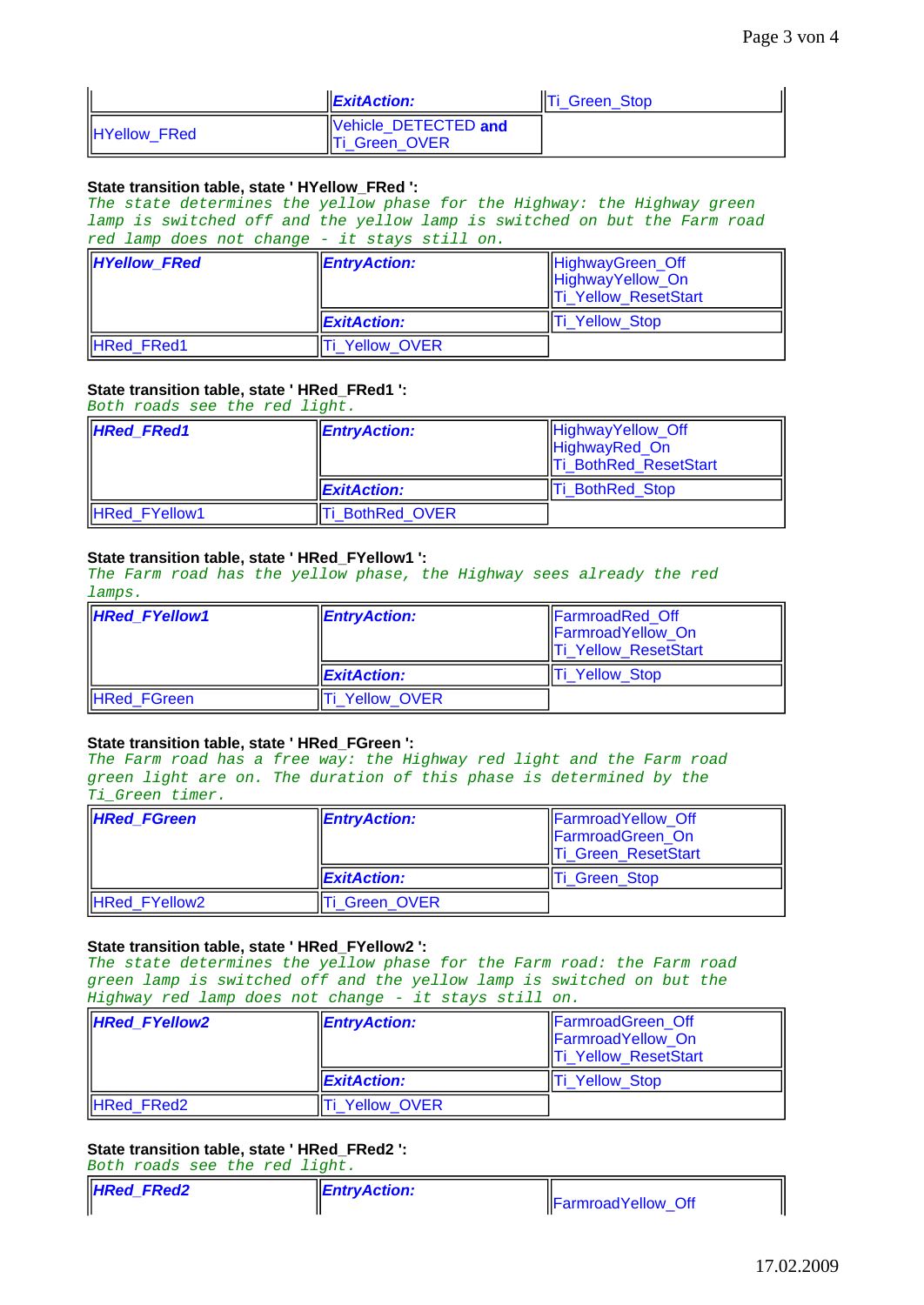| | **ExitAction:** | Ti_Green_Stop |
|---|---|---|
| HYellow_FRed | Vehicle_DETECTED **and** Ti_Green_OVER | |

**State transition table, state ' HYellow_FRed ':**
*The state determines the yellow phase for the Highway: the Highway green lamp is switched off and the yellow lamp is switched on but the Farm road red lamp does not change - it stays still on.*

| **HYellow_FRed** | **EntryAction:** | HighwayGreen_Off HighwayYellow_On Ti_Yellow_ResetStart |
|---|---|---|
| | **ExitAction:** | Ti_Yellow_Stop |
| HRed_FRed1 | Ti_Yellow_OVER | |

**State transition table, state ' HRed_FRed1 ':**
*Both roads see the red light.*

| **HRed_FRed1** | **EntryAction:** | HighwayYellow_Off HighwayRed_On Ti_BothRed_ResetStart |
|---|---|---|
| | **ExitAction:** | Ti_BothRed_Stop |
| HRed_FYellow1 | Ti_BothRed_OVER | |

**State transition table, state ' HRed_FYellow1 ':**
*The Farm road has the yellow phase, the Highway sees already the red lamps.*

| **HRed_FYellow1** | **EntryAction:** | FarmroadRed_Off FarmroadYellow_On Ti_Yellow_ResetStart |
|---|---|---|
| | **ExitAction:** | Ti_Yellow_Stop |
| HRed_FGreen | Ti_Yellow_OVER | |

**State transition table, state ' HRed_FGreen ':**
*The Farm road has a free way: the Highway red light and the Farm road green light are on. The duration of this phase is determined by the Ti_Green timer.*

| **HRed_FGreen** | **EntryAction:** | FarmroadYellow_Off FarmroadGreen_On Ti_Green_ResetStart |
|---|---|---|
| | **ExitAction:** | Ti_Green_Stop |
| HRed_FYellow2 | Ti_Green_OVER | |

**State transition table, state ' HRed_FYellow2 ':**
*The state determines the yellow phase for the Farm road: the Farm road green lamp is switched off and the yellow lamp is switched on but the Highway red lamp does not change - it stays still on.*

| **HRed_FYellow2** | **EntryAction:** | FarmroadGreen_Off FarmroadYellow_On Ti_Yellow_ResetStart |
|---|---|---|
| | **ExitAction:** | Ti_Yellow_Stop |
| HRed_FRed2 | Ti_Yellow_OVER | |

**State transition table, state ' HRed_FRed2 ':**
*Both roads see the red light.*

| **HRed_FRed2** | **EntryAction:** | FarmroadYellow_Off |
|---|---|---|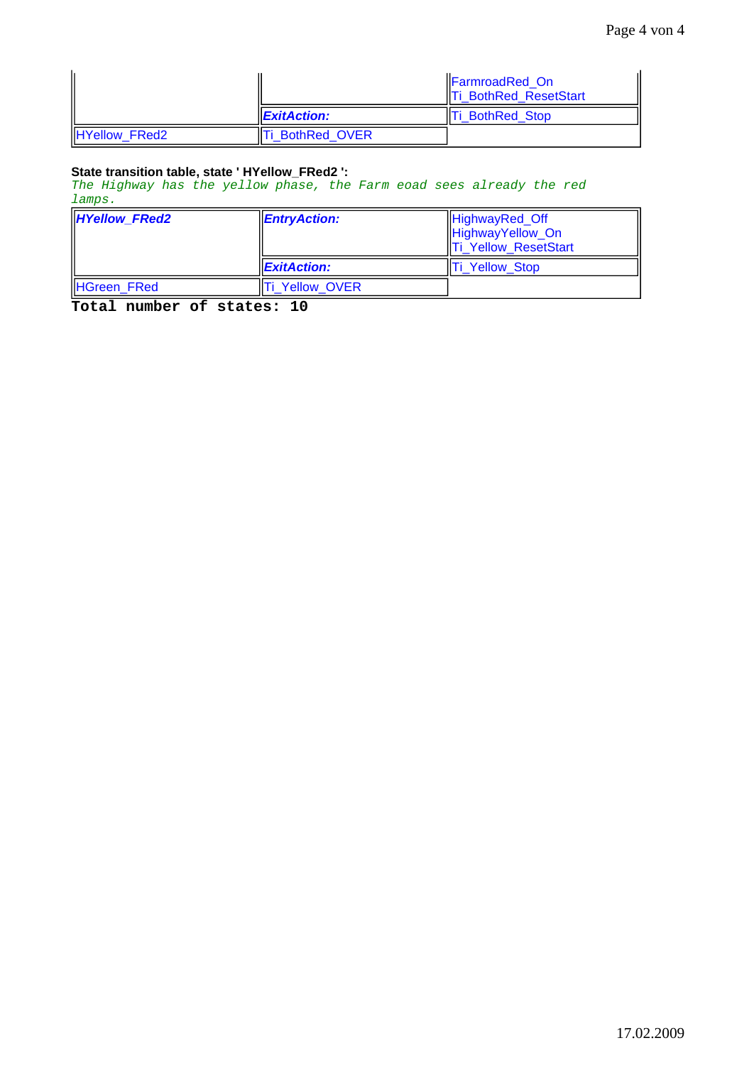| | | |
|---|---|---|
| | | FarmroadRed_On<br>Ti_BothRed_ResetStart |
| | ***ExitAction:*** | Ti_BothRed_Stop |
| HYellow_FRed2 | Ti_BothRed_OVER | |

**State transition table, state ' HYellow_FRed2 ':**

*The Highway has the yellow phase, the Farm eoad sees already the red lamps.*

| | | |
|---|---|---|
| ***HYellow_FRed2*** | ***EntryAction:*** | HighwayRed_Off<br>HighwayYellow_On<br>Ti_Yellow_ResetStart |
| | ***ExitAction:*** | Ti_Yellow_Stop |
| HGreen_FRed | Ti_Yellow_OVER | |

**Total number of states: 10**